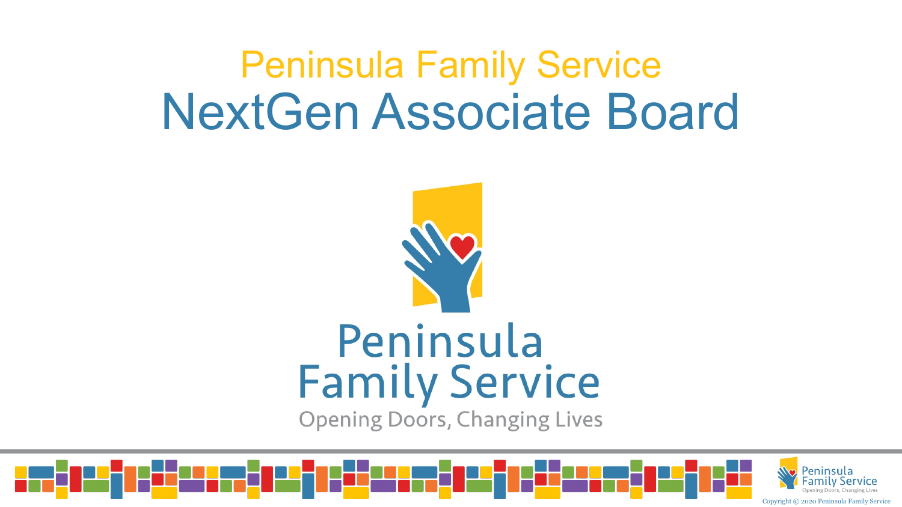# Peninsula Family Service
# NextGen Associate Board

Peninsula Family Service

Opening Doors, Changing Lives

Copyright © 2020 Peninsula Family Service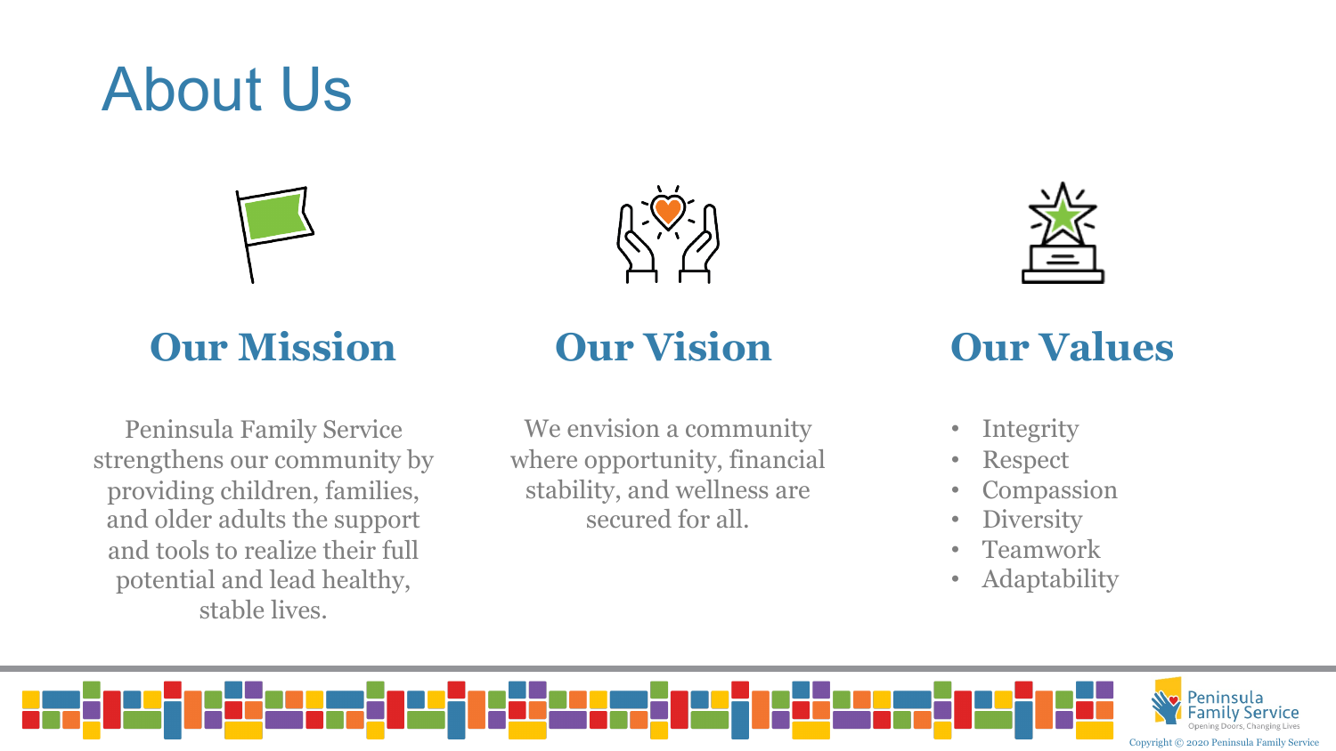# About Us

## Our Mission

Peninsula Family Service strengthens our community by providing children, families, and older adults the support and tools to realize their full potential and lead healthy, stable lives.

## Our Vision

We envision a community where opportunity, financial stability, and wellness are secured for all.

## Our Values

- Integrity
- Respect
- Compassion
- Diversity
- Teamwork
- Adaptability

Copyright © 2020 Peninsula Family Service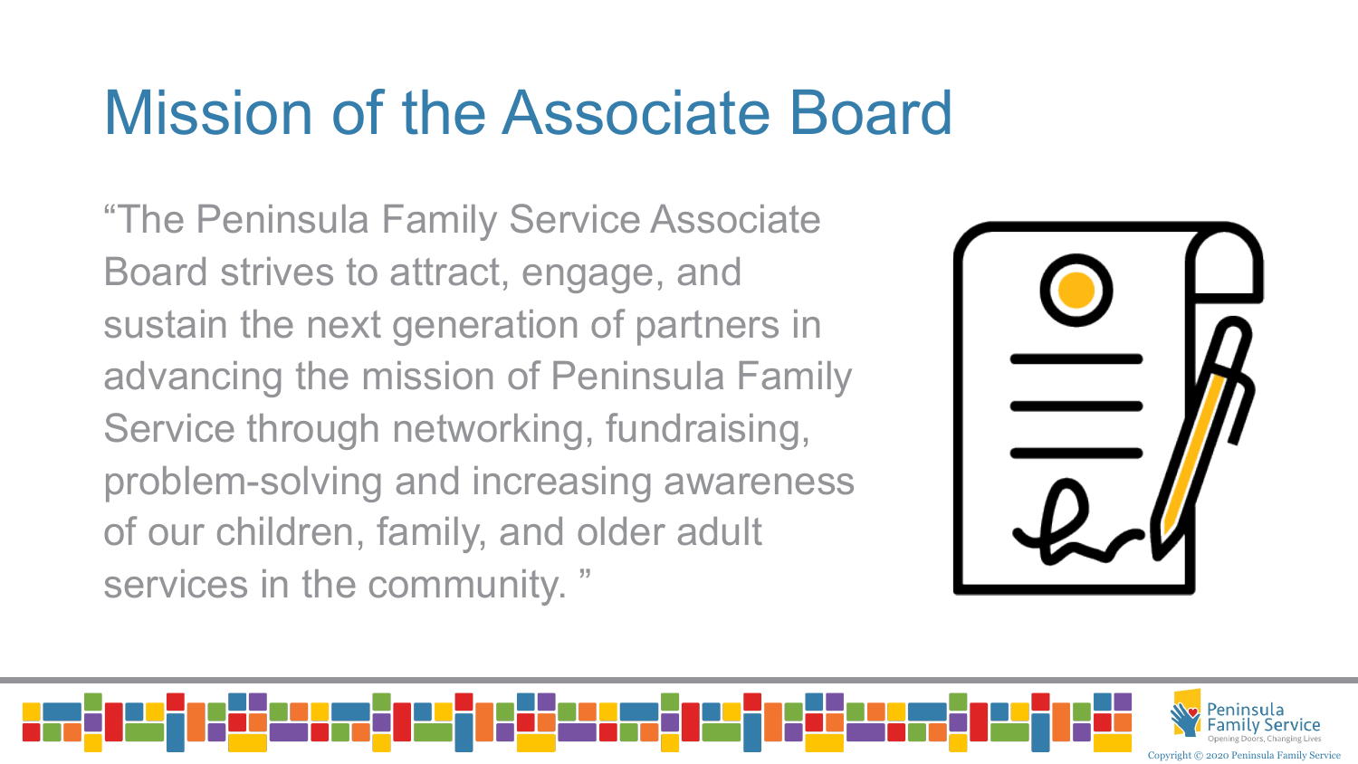# Mission of the Associate Board

"The Peninsula Family Service Associate Board strives to attract, engage, and sustain the next generation of partners in advancing the mission of Peninsula Family Service through networking, fundraising, problem-solving and increasing awareness of our children, family, and older adult services in the community. "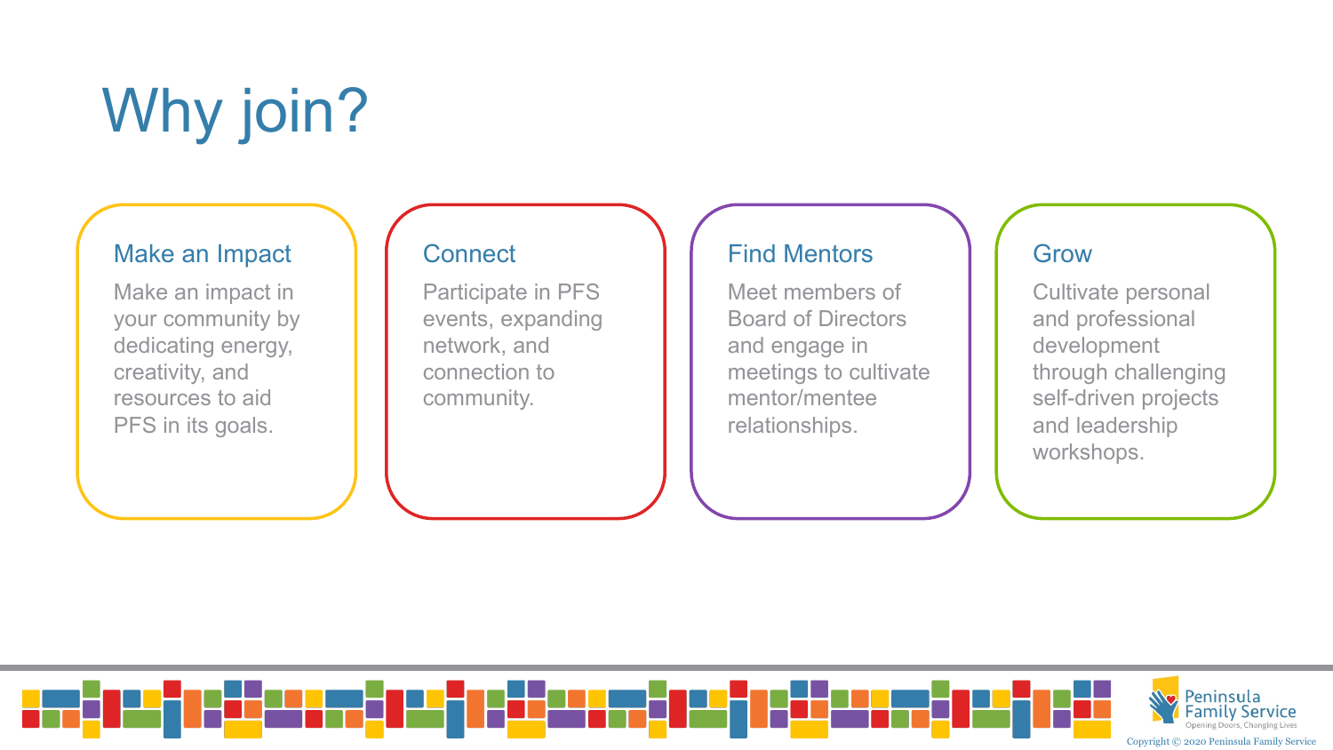# Why join?

### Make an Impact

Make an impact in your community by dedicating energy, creativity, and resources to aid PFS in its goals.

### Connect

Participate in PFS events, expanding network, and connection to community.

### Find Mentors

Meet members of Board of Directors and engage in meetings to cultivate mentor/mentee relationships.

### Grow

Cultivate personal and professional development through challenging self-driven projects and leadership workshops.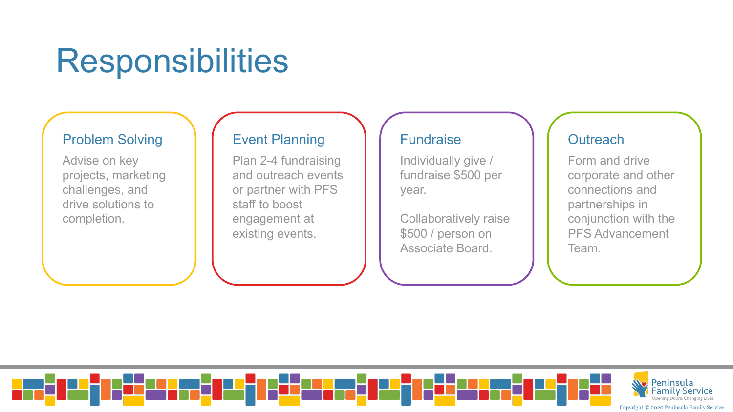# Responsibilities

### Problem Solving

Advise on key projects, marketing challenges, and drive solutions to completion.

### Event Planning

Plan 2-4 fundraising and outreach events or partner with PFS staff to boost engagement at existing events.

### Fundraise

Individually give / fundraise $500 per year.

Collaboratively raise $500 / person on Associate Board.

### Outreach

Form and drive corporate and other connections and partnerships in conjunction with the PFS Advancement Team.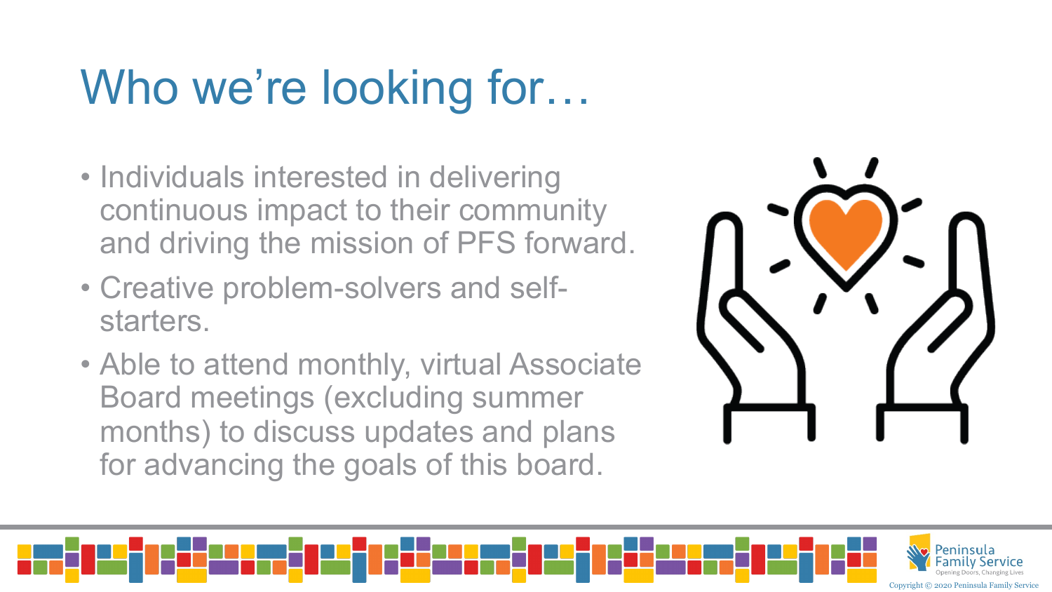# Who we're looking for…

- Individuals interested in delivering continuous impact to their community and driving the mission of PFS forward.
- Creative problem-solvers and self-starters.
- Able to attend monthly, virtual Associate Board meetings (excluding summer months) to discuss updates and plans for advancing the goals of this board.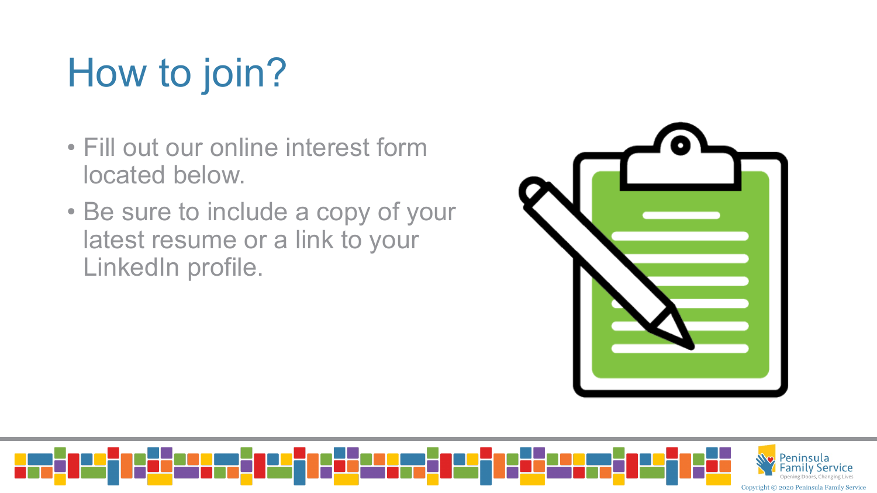# How to join?

- Fill out our online interest form located below.
- Be sure to include a copy of your latest resume or a link to your LinkedIn profile.

Copyright © 2020 Peninsula Family Service